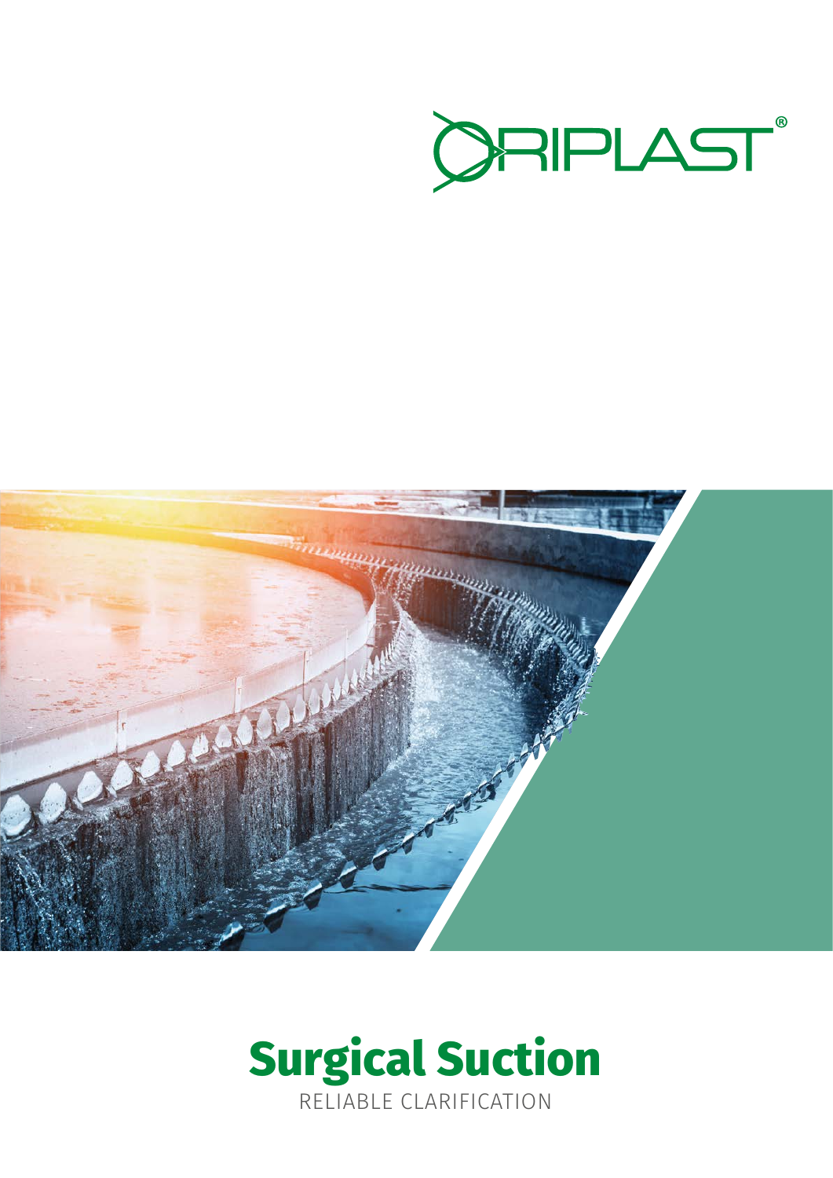ORIPLAST®

# Surgical Suction

RELIABLE CLARIFICATION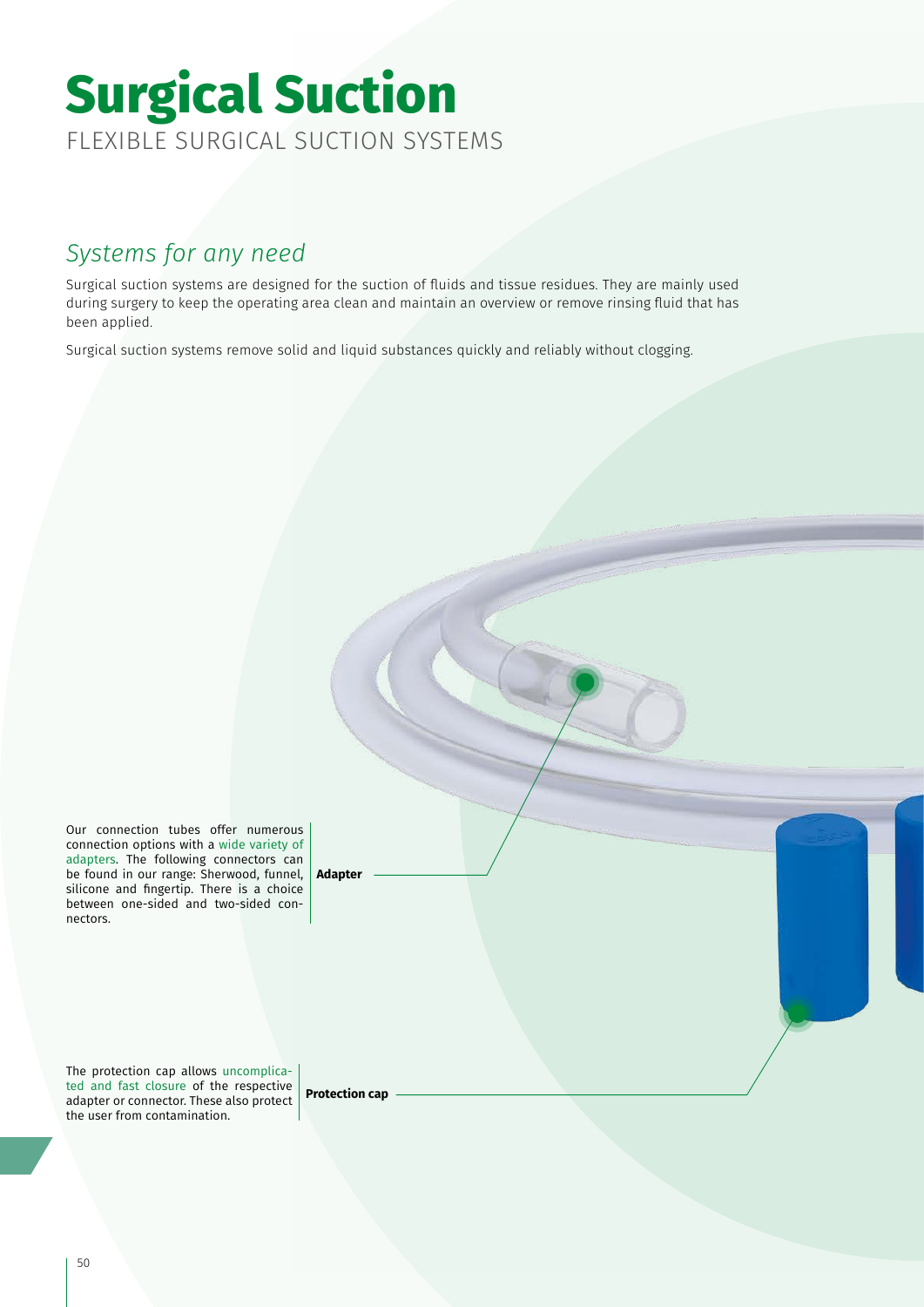# Surgical Suction

FLEXIBLE SURGICAL SUCTION SYSTEMS

## *Systems for any need*

Surgical suction systems are designed for the suction of fluids and tissue residues. They are mainly used during surgery to keep the operating area clean and maintain an overview or remove rinsing fluid that has been applied.

Surgical suction systems remove solid and liquid substances quickly and reliably without clogging.

Our connection tubes offer numerous connection options with a wide variety of adapters. The following connectors can be found in our range: Sherwood, funnel, silicone and fingertip. There is a choice between one-sided and two-sided connectors.

**Adapter**

The protection cap allows uncomplicated and fast closure of the respective adapter or connector. These also protect the user from contamination.

**Protection cap**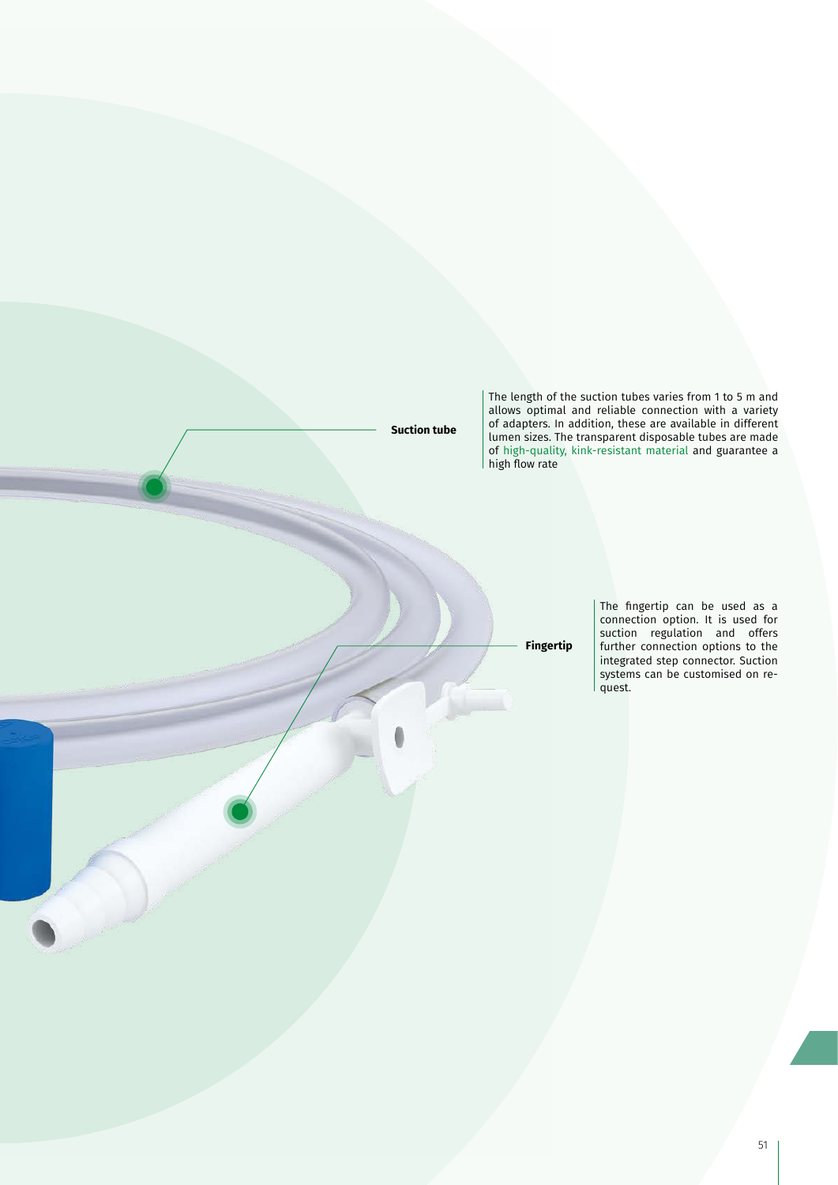**Suction tube**

The length of the suction tubes varies from 1 to 5 m and allows optimal and reliable connection with a variety of adapters. In addition, these are available in different lumen sizes. The transparent disposable tubes are made of high-quality, kink-resistant material and guarantee a high flow rate

**Fingertip**

The fingertip can be used as a connection option. It is used for suction regulation and offers further connection options to the integrated step connector. Suction systems can be customised on request.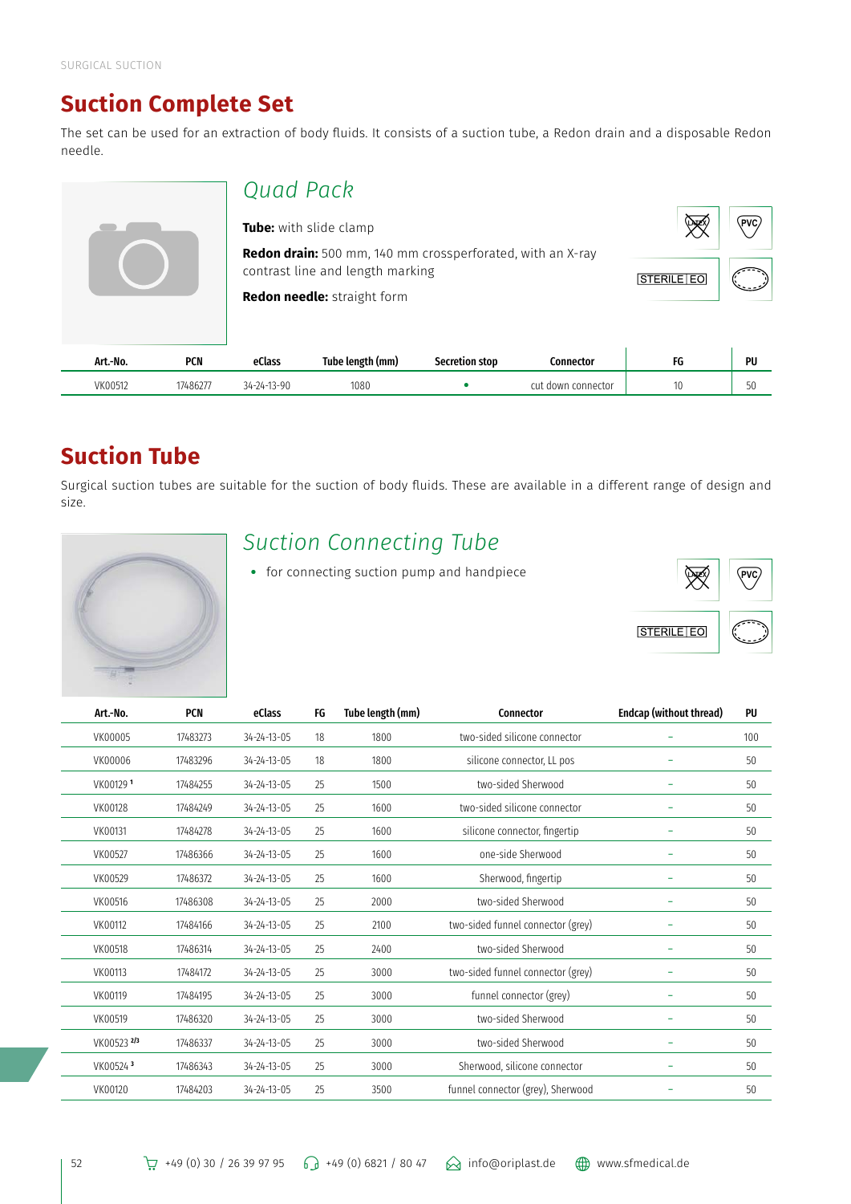# Suction Complete Set

The set can be used for an extraction of body fluids. It consists of a suction tube, a Redon drain and a disposable Redon needle.

## Quad Pack

**Tube:** with slide clamp

**Redon drain:** 500 mm, 140 mm crossperforated, with an X-ray contrast line and length marking

**Redon needle:** straight form

STERILE EO

| Art.-No. | PCN | eClass | Tube length (mm) | Secretion stop | Connector | FG | PU |
|---|---|---|---|---|---|---|---|
| VK00512 | 17486277 | 34-24-13-90 | 1080 | • | cut down connector | 10 | 50 |

# Suction Tube

Surgical suction tubes are suitable for the suction of body fluids. These are available in a different range of design and size.

## Suction Connecting Tube

- for connecting suction pump and handpiece

STERILE EO

| Art.-No. | PCN | eClass | FG | Tube length (mm) | Connector | Endcap (without thread) | PU |
|---|---|---|---|---|---|---|---|
| VK00005 | 17483273 | 34-24-13-05 | 18 | 1800 | two-sided silicone connector | – | 100 |
| VK00006 | 17483296 | 34-24-13-05 | 18 | 1800 | silicone connector, LL pos | – | 50 |
| VK00129 [1] | 17484255 | 34-24-13-05 | 25 | 1500 | two-sided Sherwood | – | 50 |
| VK00128 | 17484249 | 34-24-13-05 | 25 | 1600 | two-sided silicone connector | – | 50 |
| VK00131 | 17484278 | 34-24-13-05 | 25 | 1600 | silicone connector, fingertip | – | 50 |
| VK00527 | 17486366 | 34-24-13-05 | 25 | 1600 | one-side Sherwood | – | 50 |
| VK00529 | 17486372 | 34-24-13-05 | 25 | 1600 | Sherwood, fingertip | – | 50 |
| VK00516 | 17486308 | 34-24-13-05 | 25 | 2000 | two-sided Sherwood | – | 50 |
| VK00112 | 17484166 | 34-24-13-05 | 25 | 2100 | two-sided funnel connector (grey) | – | 50 |
| VK00518 | 17486314 | 34-24-13-05 | 25 | 2400 | two-sided Sherwood | – | 50 |
| VK00113 | 17484172 | 34-24-13-05 | 25 | 3000 | two-sided funnel connector (grey) | – | 50 |
| VK00119 | 17484195 | 34-24-13-05 | 25 | 3000 | funnel connector (grey) | – | 50 |
| VK00519 | 17486320 | 34-24-13-05 | 25 | 3000 | two-sided Sherwood | – | 50 |
| VK00523 [2/3] | 17486337 | 34-24-13-05 | 25 | 3000 | two-sided Sherwood | – | 50 |
| VK00524 [3] | 17486343 | 34-24-13-05 | 25 | 3000 | Sherwood, silicone connector | – | 50 |
| VK00120 | 17484203 | 34-24-13-05 | 25 | 3500 | funnel connector (grey), Sherwood | – | 50 |

+49 (0) 30 / 26 39 97 95 +49 (0) 6821 / 80 47 info@oriplast.de www.sfmedical.de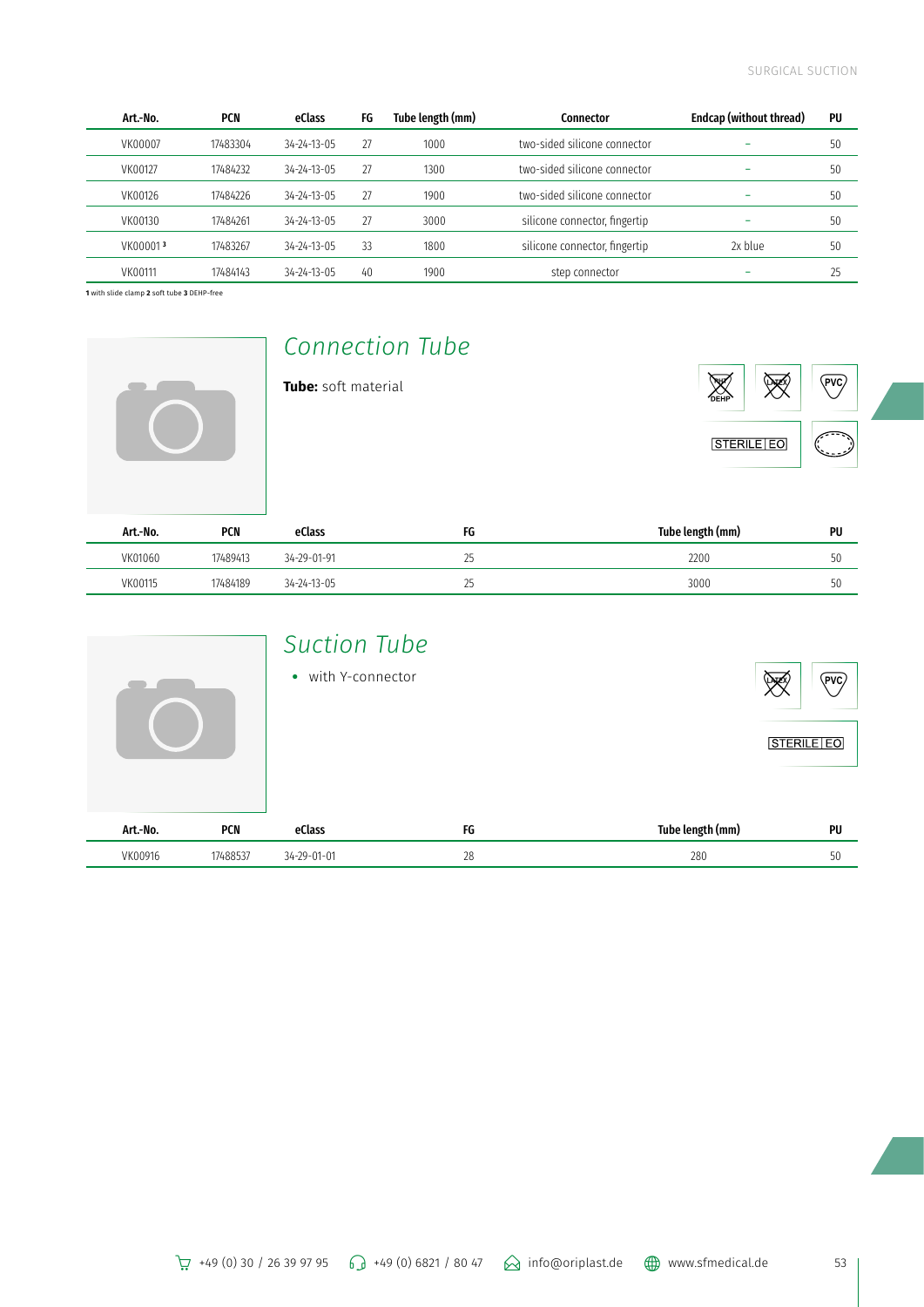| Art.-No. | PCN | eClass | FG | Tube length (mm) | Connector | Endcap (without thread) | PU |
|---|---|---|---|---|---|---|---|
| VK00007 | 17483304 | 34-24-13-05 | 27 | 1000 | two-sided silicone connector | – | 50 |
| VK00127 | 17484232 | 34-24-13-05 | 27 | 1300 | two-sided silicone connector | – | 50 |
| VK00126 | 17484226 | 34-24-13-05 | 27 | 1900 | two-sided silicone connector | – | 50 |
| VK00130 | 17484261 | 34-24-13-05 | 27 | 3000 | silicone connector, fingertip | – | 50 |
| VK00001 [3] | 17483267 | 34-24-13-05 | 33 | 1800 | silicone connector, fingertip | 2x blue | 50 |
| VK00111 | 17484143 | 34-24-13-05 | 40 | 1900 | step connector | – | 25 |

**1** with slide clamp **2** soft tube **3** DEHP-free

## Connection Tube

**Tube:** soft material

DEHP · LATEX · PVC · STERILE EO

| Art.-No. | PCN | eClass | FG | Tube length (mm) | PU |
|---|---|---|---|---|---|
| VK01060 | 17489413 | 34-29-01-91 | 25 | 2200 | 50 |
| VK00115 | 17484189 | 34-24-13-05 | 25 | 3000 | 50 |

## Suction Tube

- with Y-connector

LATEX · PVC · STERILE EO

| Art.-No. | PCN | eClass | FG | Tube length (mm) | PU |
|---|---|---|---|---|---|
| VK00916 | 17488537 | 34-29-01-01 | 28 | 280 | 50 |

+49 (0) 30 / 26 39 97 95 · +49 (0) 6821 / 80 47 · info@oriplast.de · www.sfmedical.de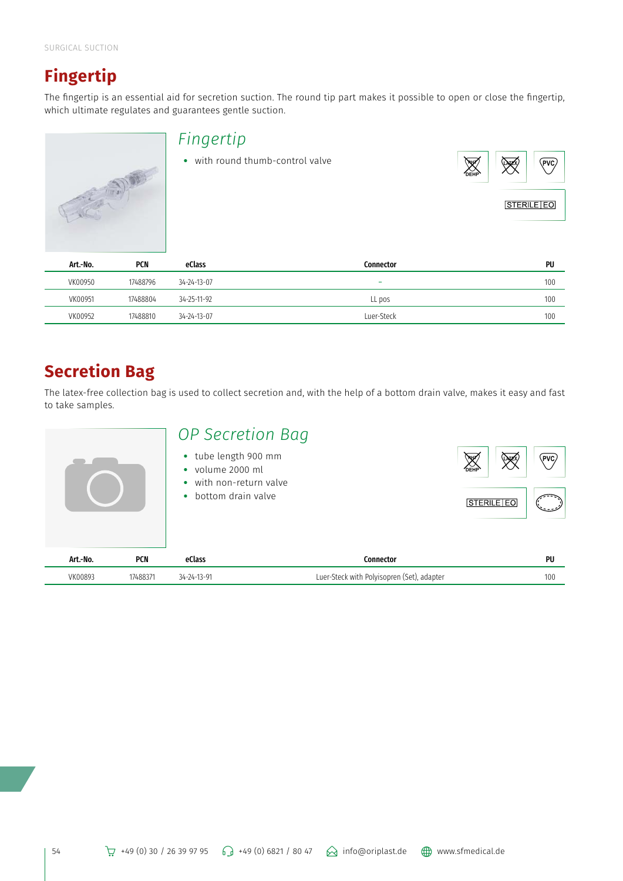SURGICAL SUCTION

# Fingertip

The fingertip is an essential aid for secretion suction. The round tip part makes it possible to open or close the fingertip, which ultimate regulates and guarantees gentle suction.

## *Fingertip*

- with round thumb-control valve

STERILE EO

| Art.-No. | PCN | eClass | Connector | PU |
|---|---|---|---|---|
| VK00950 | 17488796 | 34-24-13-07 | – | 100 |
| VK00951 | 17488804 | 34-25-11-92 | LL pos | 100 |
| VK00952 | 17488810 | 34-24-13-07 | Luer-Steck | 100 |

# Secretion Bag

The latex-free collection bag is used to collect secretion and, with the help of a bottom drain valve, makes it easy and fast to take samples.

## *OP Secretion Bag*

- tube length 900 mm
- volume 2000 ml
- with non-return valve
- bottom drain valve

STERILE EO

| Art.-No. | PCN | eClass | Connector | PU |
|---|---|---|---|---|
| VK00893 | 17488371 | 34-24-13-91 | Luer-Steck with Polyisopren (Set), adapter | 100 |

+49 (0) 30 / 26 39 97 95 +49 (0) 6821 / 80 47 info@oriplast.de www.sfmedical.de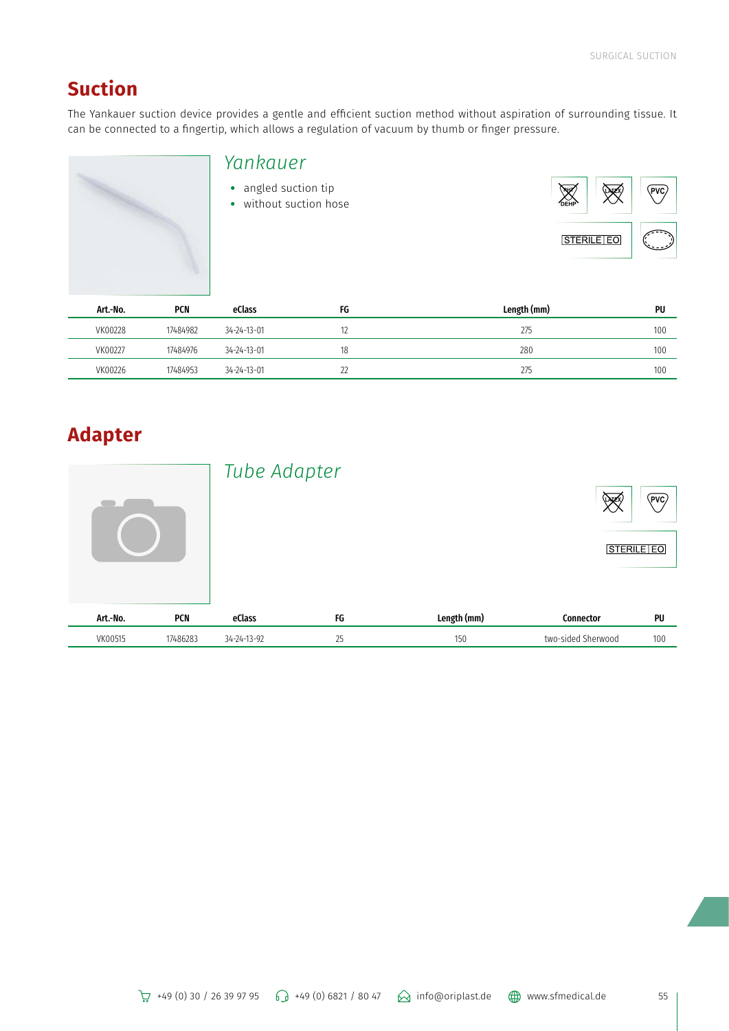## Suction

The Yankauer suction device provides a gentle and efficient suction method without aspiration of surrounding tissue. It can be connected to a fingertip, which allows a regulation of vacuum by thumb or finger pressure.

### *Yankauer*

- angled suction tip
- without suction hose

| Art.-No. | PCN | eClass | FG | Length (mm) | PU |
|---|---|---|---|---|---|
| VK00228 | 17484982 | 34-24-13-01 | 12 | 275 | 100 |
| VK00227 | 17484976 | 34-24-13-01 | 18 | 280 | 100 |
| VK00226 | 17484953 | 34-24-13-01 | 22 | 275 | 100 |

## Adapter

### *Tube Adapter*

| Art.-No. | PCN | eClass | FG | Length (mm) | Connector | PU |
|---|---|---|---|---|---|---|
| VK00515 | 17486283 | 34-24-13-92 | 25 | 150 | two-sided Sherwood | 100 |